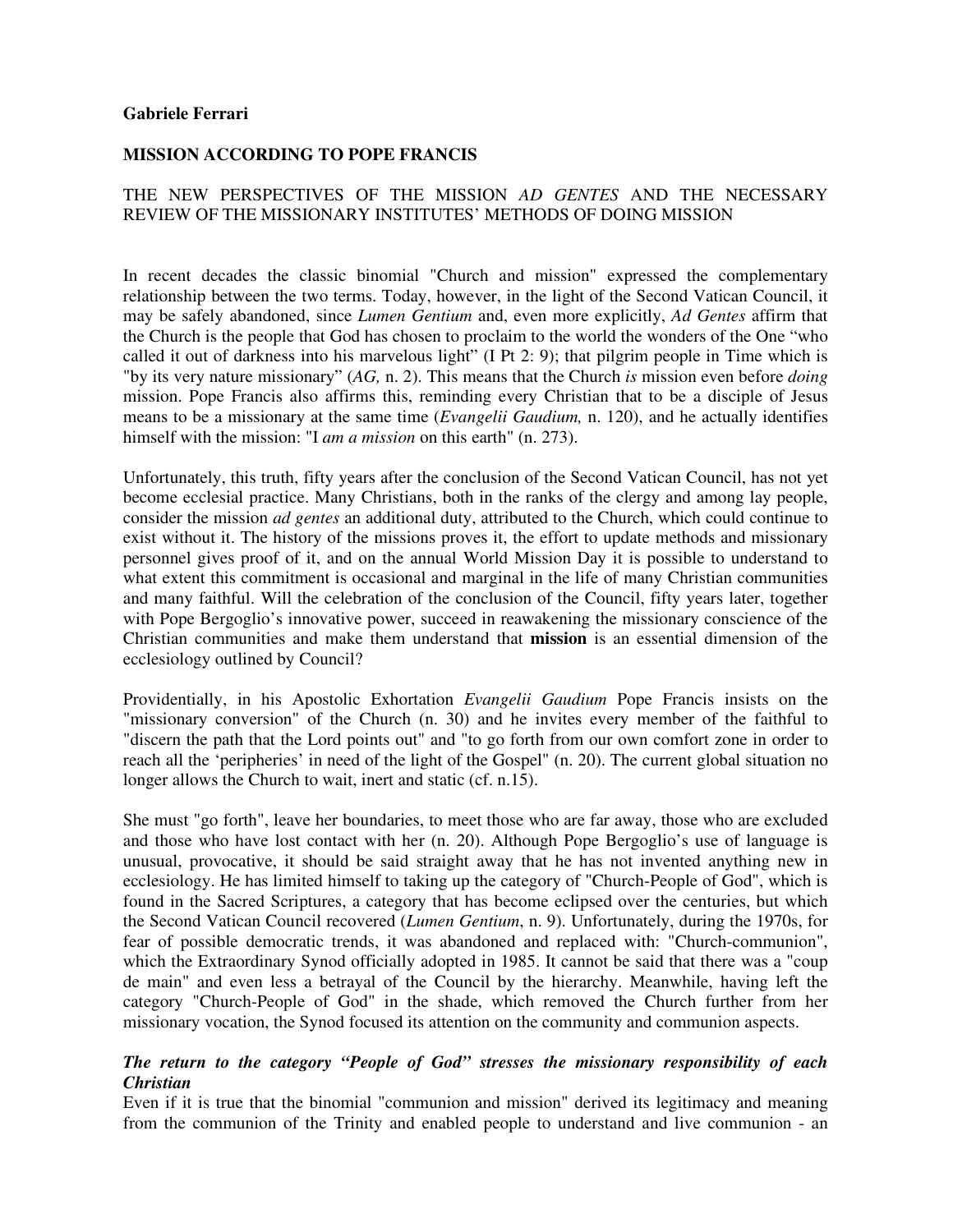**Gabriele Ferrari**

# MISSION ACCORDING TO POPE FRANCIS

## THE NEW PERSPECTIVES OF THE MISSION *AD GENTES* AND THE NECESSARY REVIEW OF THE MISSIONARY INSTITUTES' METHODS OF DOING MISSION

In recent decades the classic binomial "Church and mission" expressed the complementary relationship between the two terms. Today, however, in the light of the Second Vatican Council, it may be safely abandoned, since *Lumen Gentium* and, even more explicitly, *Ad Gentes* affirm that the Church is the people that God has chosen to proclaim to the world the wonders of the One "who called it out of darkness into his marvelous light" (I Pt 2: 9); that pilgrim people in Time which is "by its very nature missionary" (*AG,* n. 2). This means that the Church *is* mission even before *doing* mission. Pope Francis also affirms this, reminding every Christian that to be a disciple of Jesus means to be a missionary at the same time (*Evangelii Gaudium,* n. 120), and he actually identifies himself with the mission: "I *am a mission* on this earth" (n. 273).

Unfortunately, this truth, fifty years after the conclusion of the Second Vatican Council, has not yet become ecclesial practice. Many Christians, both in the ranks of the clergy and among lay people, consider the mission *ad gentes* an additional duty, attributed to the Church, which could continue to exist without it. The history of the missions proves it, the effort to update methods and missionary personnel gives proof of it, and on the annual World Mission Day it is possible to understand to what extent this commitment is occasional and marginal in the life of many Christian communities and many faithful. Will the celebration of the conclusion of the Council, fifty years later, together with Pope Bergoglio's innovative power, succeed in reawakening the missionary conscience of the Christian communities and make them understand that **mission** is an essential dimension of the ecclesiology outlined by Council?

Providentially, in his Apostolic Exhortation *Evangelii Gaudium* Pope Francis insists on the "missionary conversion" of the Church (n. 30) and he invites every member of the faithful to "discern the path that the Lord points out" and "to go forth from our own comfort zone in order to reach all the 'peripheries' in need of the light of the Gospel" (n. 20). The current global situation no longer allows the Church to wait, inert and static (cf. n.15).

She must "go forth", leave her boundaries, to meet those who are far away, those who are excluded and those who have lost contact with her (n. 20). Although Pope Bergoglio's use of language is unusual, provocative, it should be said straight away that he has not invented anything new in ecclesiology. He has limited himself to taking up the category of "Church-People of God", which is found in the Sacred Scriptures, a category that has become eclipsed over the centuries, but which the Second Vatican Council recovered (*Lumen Gentium*, n. 9). Unfortunately, during the 1970s, for fear of possible democratic trends, it was abandoned and replaced with: "Church-communion", which the Extraordinary Synod officially adopted in 1985. It cannot be said that there was a "coup de main" and even less a betrayal of the Council by the hierarchy. Meanwhile, having left the category "Church-People of God" in the shade, which removed the Church further from her missionary vocation, the Synod focused its attention on the community and communion aspects.

### *The return to the category "People of God" stresses the missionary responsibility of each Christian*

Even if it is true that the binomial "communion and mission" derived its legitimacy and meaning from the communion of the Trinity and enabled people to understand and live communion - an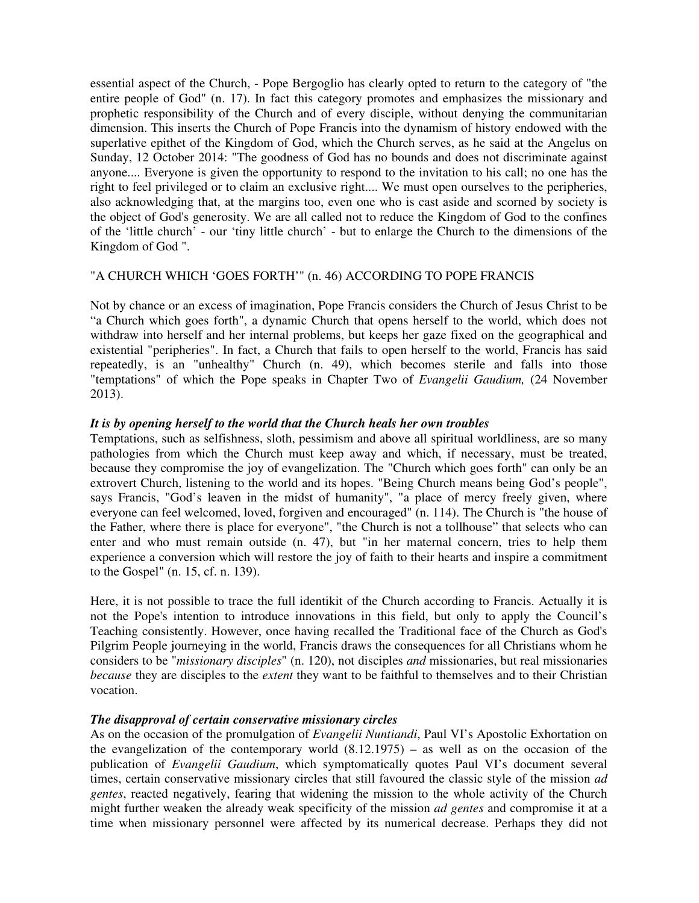essential aspect of the Church, - Pope Bergoglio has clearly opted to return to the category of "the entire people of God" (n. 17). In fact this category promotes and emphasizes the missionary and prophetic responsibility of the Church and of every disciple, without denying the communitarian dimension. This inserts the Church of Pope Francis into the dynamism of history endowed with the superlative epithet of the Kingdom of God, which the Church serves, as he said at the Angelus on Sunday, 12 October 2014: "The goodness of God has no bounds and does not discriminate against anyone.... Everyone is given the opportunity to respond to the invitation to his call; no one has the right to feel privileged or to claim an exclusive right.... We must open ourselves to the peripheries, also acknowledging that, at the margins too, even one who is cast aside and scorned by society is the object of God's generosity. We are all called not to reduce the Kingdom of God to the confines of the 'little church' - our 'tiny little church' - but to enlarge the Church to the dimensions of the Kingdom of God ".

## "A CHURCH WHICH 'GOES FORTH'" (n. 46) ACCORDING TO POPE FRANCIS

Not by chance or an excess of imagination, Pope Francis considers the Church of Jesus Christ to be "a Church which goes forth", a dynamic Church that opens herself to the world, which does not withdraw into herself and her internal problems, but keeps her gaze fixed on the geographical and existential "peripheries". In fact, a Church that fails to open herself to the world, Francis has said repeatedly, is an "unhealthy" Church (n. 49), which becomes sterile and falls into those "temptations" of which the Pope speaks in Chapter Two of *Evangelii Gaudium,* (24 November 2013).

### *It is by opening herself to the world that the Church heals her own troubles*

Temptations, such as selfishness, sloth, pessimism and above all spiritual worldliness, are so many pathologies from which the Church must keep away and which, if necessary, must be treated, because they compromise the joy of evangelization. The "Church which goes forth" can only be an extrovert Church, listening to the world and its hopes. "Being Church means being God's people", says Francis, "God's leaven in the midst of humanity", "a place of mercy freely given, where everyone can feel welcomed, loved, forgiven and encouraged" (n. 114). The Church is "the house of the Father, where there is place for everyone", "the Church is not a tollhouse" that selects who can enter and who must remain outside (n. 47), but "in her maternal concern, tries to help them experience a conversion which will restore the joy of faith to their hearts and inspire a commitment to the Gospel" (n. 15, cf. n. 139).

Here, it is not possible to trace the full identikit of the Church according to Francis. Actually it is not the Pope's intention to introduce innovations in this field, but only to apply the Council's Teaching consistently. However, once having recalled the Traditional face of the Church as God's Pilgrim People journeying in the world, Francis draws the consequences for all Christians whom he considers to be "*missionary disciples*" (n. 120), not disciples *and* missionaries, but real missionaries *because* they are disciples to the *extent* they want to be faithful to themselves and to their Christian vocation.

### *The disapproval of certain conservative missionary circles*

As on the occasion of the promulgation of *Evangelii Nuntiandi*, Paul VI's Apostolic Exhortation on the evangelization of the contemporary world (8.12.1975) – as well as on the occasion of the publication of *Evangelii Gaudium*, which symptomatically quotes Paul VI's document several times, certain conservative missionary circles that still favoured the classic style of the mission *ad gentes*, reacted negatively, fearing that widening the mission to the whole activity of the Church might further weaken the already weak specificity of the mission *ad gentes* and compromise it at a time when missionary personnel were affected by its numerical decrease. Perhaps they did not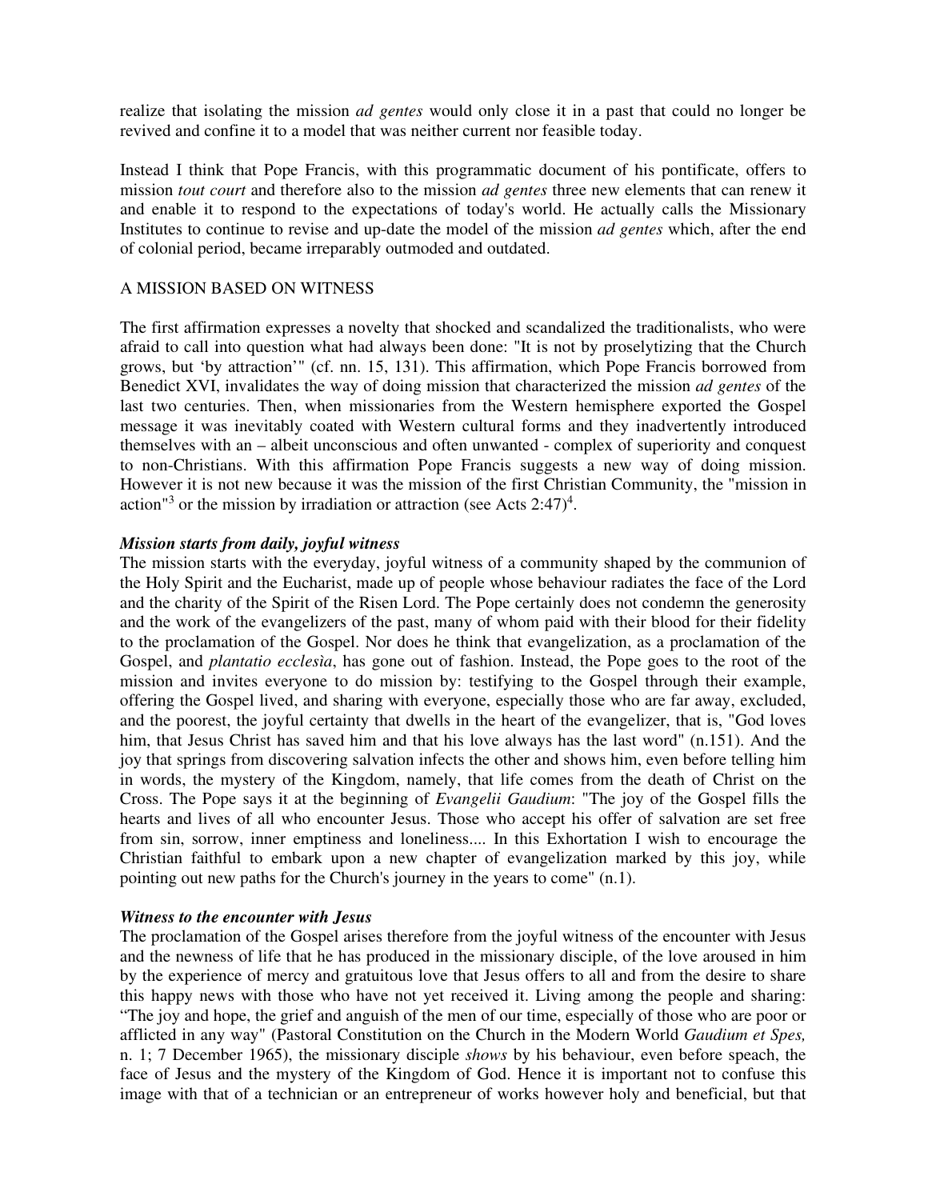realize that isolating the mission *ad gentes* would only close it in a past that could no longer be revived and confine it to a model that was neither current nor feasible today.

Instead I think that Pope Francis, with this programmatic document of his pontificate, offers to mission *tout court* and therefore also to the mission *ad gentes* three new elements that can renew it and enable it to respond to the expectations of today's world. He actually calls the Missionary Institutes to continue to revise and up-date the model of the mission *ad gentes* which, after the end of colonial period, became irreparably outmoded and outdated.

## A MISSION BASED ON WITNESS

The first affirmation expresses a novelty that shocked and scandalized the traditionalists, who were afraid to call into question what had always been done: "It is not by proselytizing that the Church grows, but 'by attraction'" (cf. nn. 15, 131). This affirmation, which Pope Francis borrowed from Benedict XVI, invalidates the way of doing mission that characterized the mission *ad gentes* of the last two centuries. Then, when missionaries from the Western hemisphere exported the Gospel message it was inevitably coated with Western cultural forms and they inadvertently introduced themselves with an – albeit unconscious and often unwanted - complex of superiority and conquest to non-Christians. With this affirmation Pope Francis suggests a new way of doing mission. However it is not new because it was the mission of the first Christian Community, the "mission in action"[3] or the mission by irradiation or attraction (see Acts 2:47)[4].

### *Mission starts from daily, joyful witness*

The mission starts with the everyday, joyful witness of a community shaped by the communion of the Holy Spirit and the Eucharist, made up of people whose behaviour radiates the face of the Lord and the charity of the Spirit of the Risen Lord. The Pope certainly does not condemn the generosity and the work of the evangelizers of the past, many of whom paid with their blood for their fidelity to the proclamation of the Gospel. Nor does he think that evangelization, as a proclamation of the Gospel, and *plantatio ecclesìa*, has gone out of fashion. Instead, the Pope goes to the root of the mission and invites everyone to do mission by: testifying to the Gospel through their example, offering the Gospel lived, and sharing with everyone, especially those who are far away, excluded, and the poorest, the joyful certainty that dwells in the heart of the evangelizer, that is, "God loves him, that Jesus Christ has saved him and that his love always has the last word" (n.151). And the joy that springs from discovering salvation infects the other and shows him, even before telling him in words, the mystery of the Kingdom, namely, that life comes from the death of Christ on the Cross. The Pope says it at the beginning of *Evangelii Gaudium*: "The joy of the Gospel fills the hearts and lives of all who encounter Jesus. Those who accept his offer of salvation are set free from sin, sorrow, inner emptiness and loneliness.... In this Exhortation I wish to encourage the Christian faithful to embark upon a new chapter of evangelization marked by this joy, while pointing out new paths for the Church's journey in the years to come" (n.1).

### *Witness to the encounter with Jesus*

The proclamation of the Gospel arises therefore from the joyful witness of the encounter with Jesus and the newness of life that he has produced in the missionary disciple, of the love aroused in him by the experience of mercy and gratuitous love that Jesus offers to all and from the desire to share this happy news with those who have not yet received it. Living among the people and sharing: "The joy and hope, the grief and anguish of the men of our time, especially of those who are poor or afflicted in any way" (Pastoral Constitution on the Church in the Modern World *Gaudium et Spes,* n. 1; 7 December 1965), the missionary disciple *shows* by his behaviour, even before speach, the face of Jesus and the mystery of the Kingdom of God. Hence it is important not to confuse this image with that of a technician or an entrepreneur of works however holy and beneficial, but that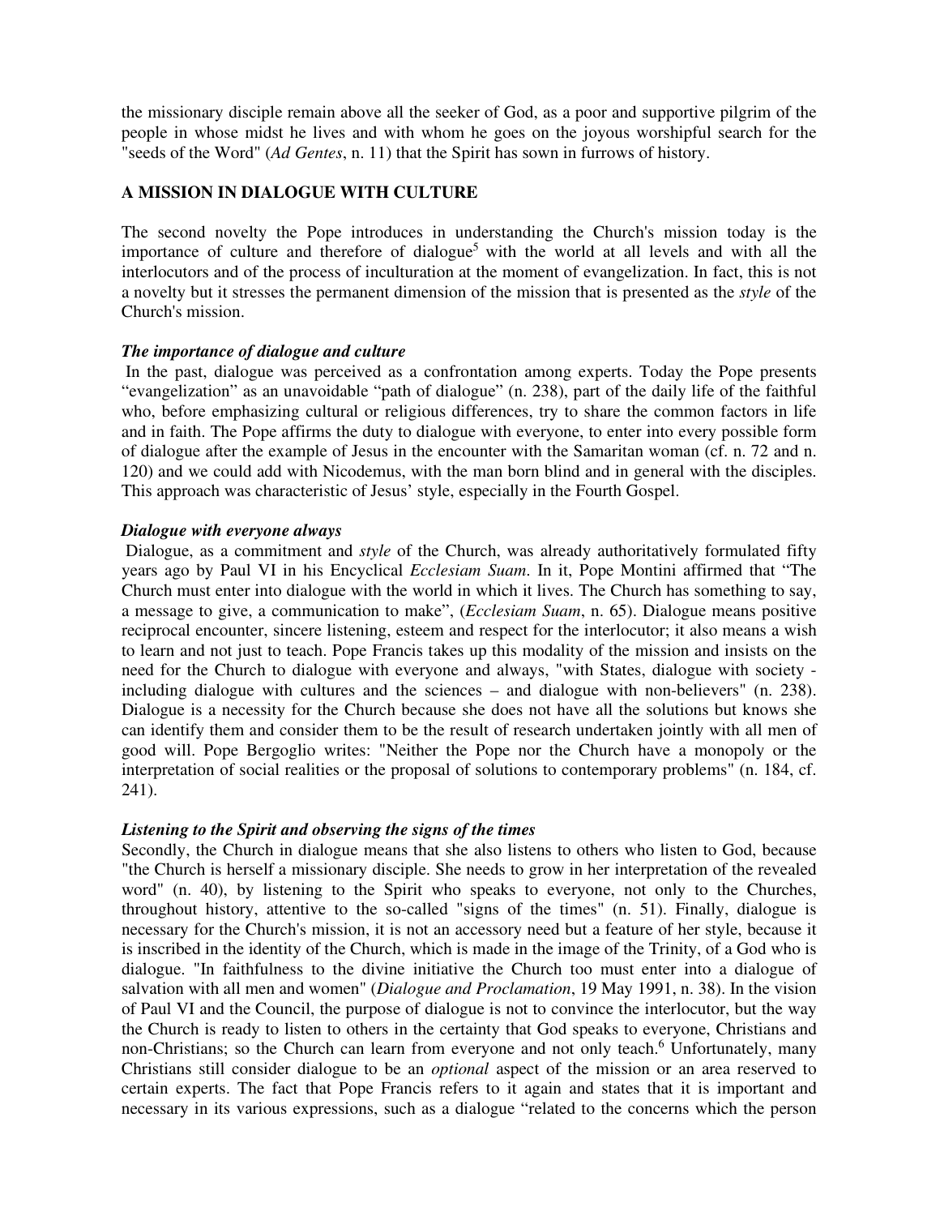the missionary disciple remain above all the seeker of God, as a poor and supportive pilgrim of the people in whose midst he lives and with whom he goes on the joyous worshipful search for the "seeds of the Word" (*Ad Gentes*, n. 11) that the Spirit has sown in furrows of history.

## A MISSION IN DIALOGUE WITH CULTURE

The second novelty the Pope introduces in understanding the Church's mission today is the importance of culture and therefore of dialogue[5] with the world at all levels and with all the interlocutors and of the process of inculturation at the moment of evangelization. In fact, this is not a novelty but it stresses the permanent dimension of the mission that is presented as the *style* of the Church's mission.

### *The importance of dialogue and culture*

In the past, dialogue was perceived as a confrontation among experts. Today the Pope presents "evangelization" as an unavoidable "path of dialogue" (n. 238), part of the daily life of the faithful who, before emphasizing cultural or religious differences, try to share the common factors in life and in faith. The Pope affirms the duty to dialogue with everyone, to enter into every possible form of dialogue after the example of Jesus in the encounter with the Samaritan woman (cf. n. 72 and n. 120) and we could add with Nicodemus, with the man born blind and in general with the disciples. This approach was characteristic of Jesus' style, especially in the Fourth Gospel.

### *Dialogue with everyone always*

Dialogue, as a commitment and *style* of the Church, was already authoritatively formulated fifty years ago by Paul VI in his Encyclical *Ecclesiam Suam*. In it, Pope Montini affirmed that "The Church must enter into dialogue with the world in which it lives. The Church has something to say, a message to give, a communication to make", (*Ecclesiam Suam*, n. 65). Dialogue means positive reciprocal encounter, sincere listening, esteem and respect for the interlocutor; it also means a wish to learn and not just to teach. Pope Francis takes up this modality of the mission and insists on the need for the Church to dialogue with everyone and always, "with States, dialogue with society - including dialogue with cultures and the sciences – and dialogue with non-believers" (n. 238). Dialogue is a necessity for the Church because she does not have all the solutions but knows she can identify them and consider them to be the result of research undertaken jointly with all men of good will. Pope Bergoglio writes: "Neither the Pope nor the Church have a monopoly or the interpretation of social realities or the proposal of solutions to contemporary problems" (n. 184, cf. 241).

### *Listening to the Spirit and observing the signs of the times*

Secondly, the Church in dialogue means that she also listens to others who listen to God, because "the Church is herself a missionary disciple. She needs to grow in her interpretation of the revealed word" (n. 40), by listening to the Spirit who speaks to everyone, not only to the Churches, throughout history, attentive to the so-called "signs of the times" (n. 51). Finally, dialogue is necessary for the Church's mission, it is not an accessory need but a feature of her style, because it is inscribed in the identity of the Church, which is made in the image of the Trinity, of a God who is dialogue. "In faithfulness to the divine initiative the Church too must enter into a dialogue of salvation with all men and women" (*Dialogue and Proclamation*, 19 May 1991, n. 38). In the vision of Paul VI and the Council, the purpose of dialogue is not to convince the interlocutor, but the way the Church is ready to listen to others in the certainty that God speaks to everyone, Christians and non-Christians; so the Church can learn from everyone and not only teach.[6] Unfortunately, many Christians still consider dialogue to be an *optional* aspect of the mission or an area reserved to certain experts. The fact that Pope Francis refers to it again and states that it is important and necessary in its various expressions, such as a dialogue "related to the concerns which the person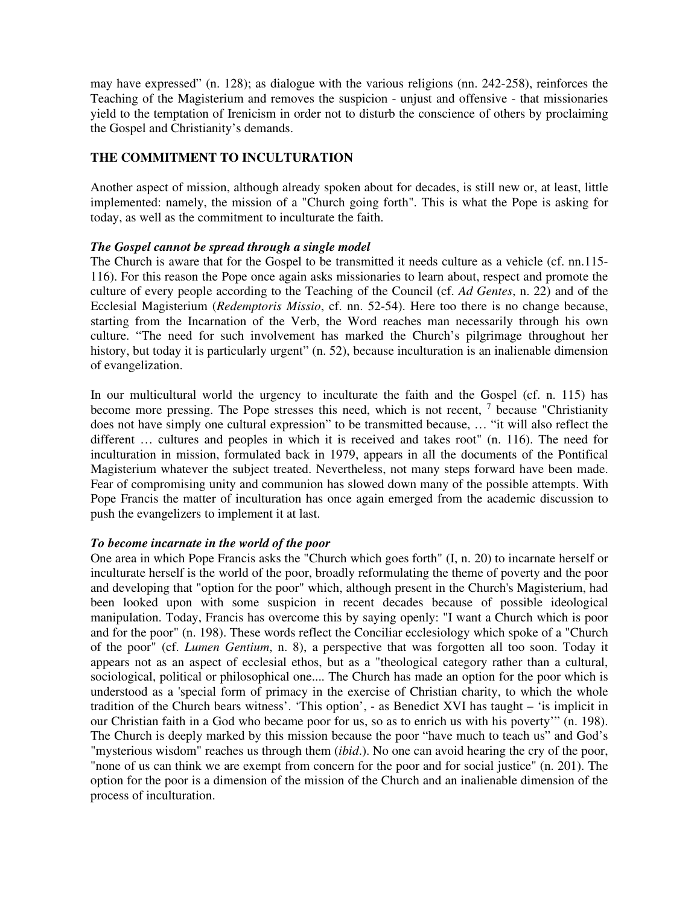may have expressed" (n. 128); as dialogue with the various religions (nn. 242-258), reinforces the Teaching of the Magisterium and removes the suspicion - unjust and offensive - that missionaries yield to the temptation of Irenicism in order not to disturb the conscience of others by proclaiming the Gospel and Christianity's demands.

## THE COMMITMENT TO INCULTURATION

Another aspect of mission, although already spoken about for decades, is still new or, at least, little implemented: namely, the mission of a "Church going forth". This is what the Pope is asking for today, as well as the commitment to inculturate the faith.

### *The Gospel cannot be spread through a single model*

The Church is aware that for the Gospel to be transmitted it needs culture as a vehicle (cf. nn.115-116). For this reason the Pope once again asks missionaries to learn about, respect and promote the culture of every people according to the Teaching of the Council (cf. *Ad Gentes*, n. 22) and of the Ecclesial Magisterium (*Redemptoris Missio*, cf. nn. 52-54). Here too there is no change because, starting from the Incarnation of the Verb, the Word reaches man necessarily through his own culture. "The need for such involvement has marked the Church's pilgrimage throughout her history, but today it is particularly urgent" (n. 52), because inculturation is an inalienable dimension of evangelization.

In our multicultural world the urgency to inculturate the faith and the Gospel (cf. n. 115) has become more pressing. The Pope stresses this need, which is not recent, [7] because "Christianity does not have simply one cultural expression" to be transmitted because, … "it will also reflect the different … cultures and peoples in which it is received and takes root" (n. 116). The need for inculturation in mission, formulated back in 1979, appears in all the documents of the Pontifical Magisterium whatever the subject treated. Nevertheless, not many steps forward have been made. Fear of compromising unity and communion has slowed down many of the possible attempts. With Pope Francis the matter of inculturation has once again emerged from the academic discussion to push the evangelizers to implement it at last.

### *To become incarnate in the world of the poor*

One area in which Pope Francis asks the "Church which goes forth" (I, n. 20) to incarnate herself or inculturate herself is the world of the poor, broadly reformulating the theme of poverty and the poor and developing that "option for the poor" which, although present in the Church's Magisterium, had been looked upon with some suspicion in recent decades because of possible ideological manipulation. Today, Francis has overcome this by saying openly: "I want a Church which is poor and for the poor" (n. 198). These words reflect the Conciliar ecclesiology which spoke of a "Church of the poor" (cf. *Lumen Gentium*, n. 8), a perspective that was forgotten all too soon. Today it appears not as an aspect of ecclesial ethos, but as a "theological category rather than a cultural, sociological, political or philosophical one.... The Church has made an option for the poor which is understood as a 'special form of primacy in the exercise of Christian charity, to which the whole tradition of the Church bears witness'. 'This option', - as Benedict XVI has taught – 'is implicit in our Christian faith in a God who became poor for us, so as to enrich us with his poverty'" (n. 198). The Church is deeply marked by this mission because the poor "have much to teach us" and God's "mysterious wisdom" reaches us through them (*ibid*.). No one can avoid hearing the cry of the poor, "none of us can think we are exempt from concern for the poor and for social justice" (n. 201). The option for the poor is a dimension of the mission of the Church and an inalienable dimension of the process of inculturation.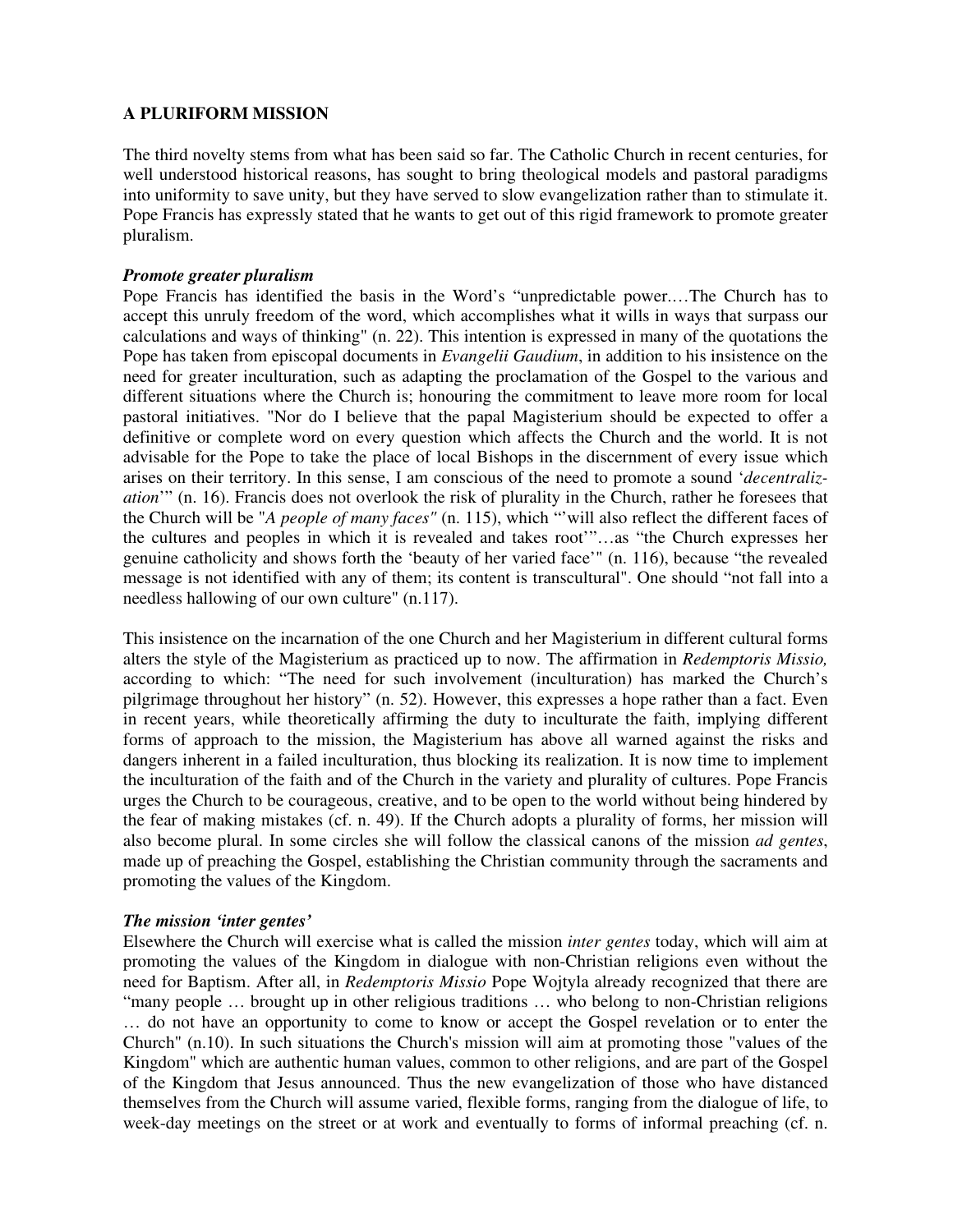**A PLURIFORM MISSION**

The third novelty stems from what has been said so far. The Catholic Church in recent centuries, for well understood historical reasons, has sought to bring theological models and pastoral paradigms into uniformity to save unity, but they have served to slow evangelization rather than to stimulate it. Pope Francis has expressly stated that he wants to get out of this rigid framework to promote greater pluralism.

***Promote greater pluralism***

Pope Francis has identified the basis in the Word's "unpredictable power.…The Church has to accept this unruly freedom of the word, which accomplishes what it wills in ways that surpass our calculations and ways of thinking" (n. 22). This intention is expressed in many of the quotations the Pope has taken from episcopal documents in *Evangelii Gaudium*, in addition to his insistence on the need for greater inculturation, such as adapting the proclamation of the Gospel to the various and different situations where the Church is; honouring the commitment to leave more room for local pastoral initiatives. "Nor do I believe that the papal Magisterium should be expected to offer a definitive or complete word on every question which affects the Church and the world. It is not advisable for the Pope to take the place of local Bishops in the discernment of every issue which arises on their territory. In this sense, I am conscious of the need to promote a sound '*decentralization*'" (n. 16). Francis does not overlook the risk of plurality in the Church, rather he foresees that the Church will be "*A people of many faces"* (n. 115), which "'will also reflect the different faces of the cultures and peoples in which it is revealed and takes root'"…as "the Church expresses her genuine catholicity and shows forth the 'beauty of her varied face'" (n. 116), because "the revealed message is not identified with any of them; its content is transcultural". One should "not fall into a needless hallowing of our own culture" (n.117).

This insistence on the incarnation of the one Church and her Magisterium in different cultural forms alters the style of the Magisterium as practiced up to now. The affirmation in *Redemptoris Missio,* according to which: "The need for such involvement (inculturation) has marked the Church's pilgrimage throughout her history" (n. 52). However, this expresses a hope rather than a fact. Even in recent years, while theoretically affirming the duty to inculturate the faith, implying different forms of approach to the mission, the Magisterium has above all warned against the risks and dangers inherent in a failed inculturation, thus blocking its realization. It is now time to implement the inculturation of the faith and of the Church in the variety and plurality of cultures. Pope Francis urges the Church to be courageous, creative, and to be open to the world without being hindered by the fear of making mistakes (cf. n. 49). If the Church adopts a plurality of forms, her mission will also become plural. In some circles she will follow the classical canons of the mission *ad gentes*, made up of preaching the Gospel, establishing the Christian community through the sacraments and promoting the values of the Kingdom.

***The mission 'inter gentes'***

Elsewhere the Church will exercise what is called the mission *inter gentes* today, which will aim at promoting the values of the Kingdom in dialogue with non-Christian religions even without the need for Baptism. After all, in *Redemptoris Missio* Pope Wojtyla already recognized that there are "many people … brought up in other religious traditions … who belong to non-Christian religions … do not have an opportunity to come to know or accept the Gospel revelation or to enter the Church" (n.10). In such situations the Church's mission will aim at promoting those "values of the Kingdom" which are authentic human values, common to other religions, and are part of the Gospel of the Kingdom that Jesus announced. Thus the new evangelization of those who have distanced themselves from the Church will assume varied, flexible forms, ranging from the dialogue of life, to week-day meetings on the street or at work and eventually to forms of informal preaching (cf. n.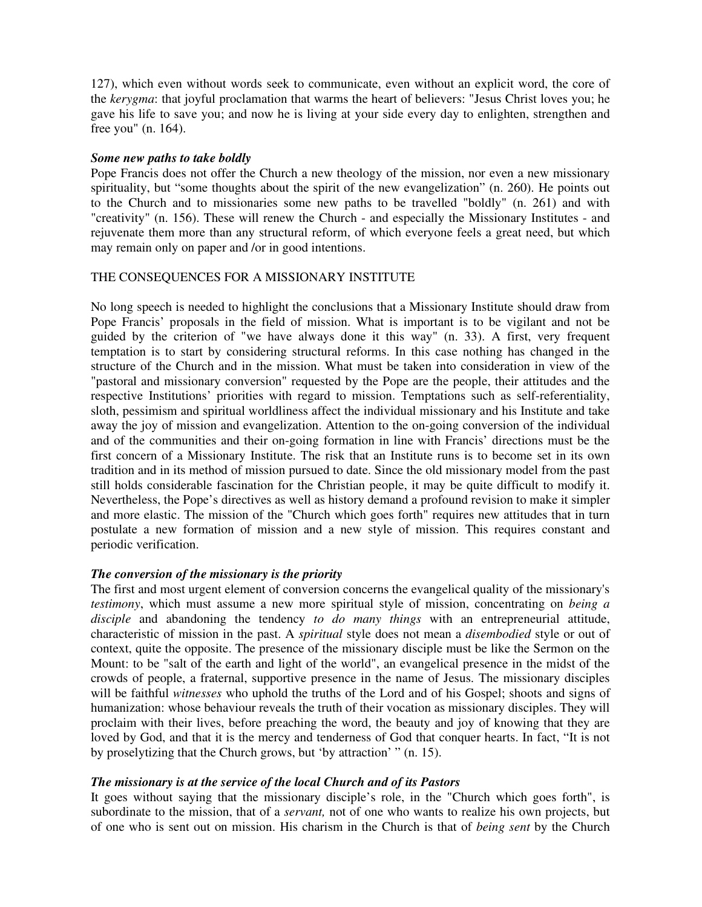127), which even without words seek to communicate, even without an explicit word, the core of the *kerygma*: that joyful proclamation that warms the heart of believers: "Jesus Christ loves you; he gave his life to save you; and now he is living at your side every day to enlighten, strengthen and free you" (n. 164).

***Some new paths to take boldly***

Pope Francis does not offer the Church a new theology of the mission, nor even a new missionary spirituality, but "some thoughts about the spirit of the new evangelization" (n. 260). He points out to the Church and to missionaries some new paths to be travelled "boldly" (n. 261) and with "creativity" (n. 156). These will renew the Church - and especially the Missionary Institutes - and rejuvenate them more than any structural reform, of which everyone feels a great need, but which may remain only on paper and /or in good intentions.

## THE CONSEQUENCES FOR A MISSIONARY INSTITUTE

No long speech is needed to highlight the conclusions that a Missionary Institute should draw from Pope Francis' proposals in the field of mission. What is important is to be vigilant and not be guided by the criterion of "we have always done it this way" (n. 33). A first, very frequent temptation is to start by considering structural reforms. In this case nothing has changed in the structure of the Church and in the mission. What must be taken into consideration in view of the "pastoral and missionary conversion" requested by the Pope are the people, their attitudes and the respective Institutions' priorities with regard to mission. Temptations such as self-referentiality, sloth, pessimism and spiritual worldliness affect the individual missionary and his Institute and take away the joy of mission and evangelization. Attention to the on-going conversion of the individual and of the communities and their on-going formation in line with Francis' directions must be the first concern of a Missionary Institute. The risk that an Institute runs is to become set in its own tradition and in its method of mission pursued to date. Since the old missionary model from the past still holds considerable fascination for the Christian people, it may be quite difficult to modify it. Nevertheless, the Pope's directives as well as history demand a profound revision to make it simpler and more elastic. The mission of the "Church which goes forth" requires new attitudes that in turn postulate a new formation of mission and a new style of mission. This requires constant and periodic verification.

***The conversion of the missionary is the priority***

The first and most urgent element of conversion concerns the evangelical quality of the missionary's *testimony*, which must assume a new more spiritual style of mission, concentrating on *being a disciple* and abandoning the tendency *to do many things* with an entrepreneurial attitude, characteristic of mission in the past. A *spiritual* style does not mean a *disembodied* style or out of context, quite the opposite. The presence of the missionary disciple must be like the Sermon on the Mount: to be "salt of the earth and light of the world", an evangelical presence in the midst of the crowds of people, a fraternal, supportive presence in the name of Jesus. The missionary disciples will be faithful *witnesses* who uphold the truths of the Lord and of his Gospel; shoots and signs of humanization: whose behaviour reveals the truth of their vocation as missionary disciples. They will proclaim with their lives, before preaching the word, the beauty and joy of knowing that they are loved by God, and that it is the mercy and tenderness of God that conquer hearts. In fact, "It is not by proselytizing that the Church grows, but 'by attraction' " (n. 15).

***The missionary is at the service of the local Church and of its Pastors***

It goes without saying that the missionary disciple's role, in the "Church which goes forth", is subordinate to the mission, that of a *servant,* not of one who wants to realize his own projects, but of one who is sent out on mission. His charism in the Church is that of *being sent* by the Church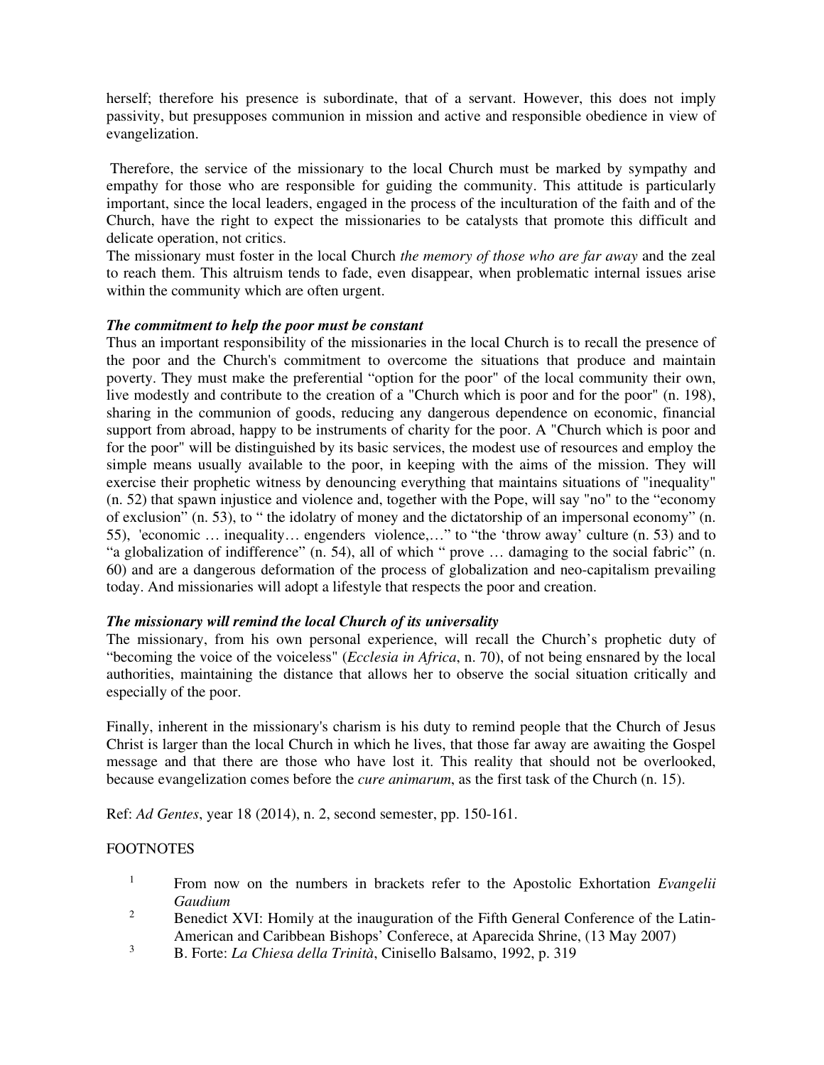herself; therefore his presence is subordinate, that of a servant. However, this does not imply passivity, but presupposes communion in mission and active and responsible obedience in view of evangelization.

Therefore, the service of the missionary to the local Church must be marked by sympathy and empathy for those who are responsible for guiding the community. This attitude is particularly important, since the local leaders, engaged in the process of the inculturation of the faith and of the Church, have the right to expect the missionaries to be catalysts that promote this difficult and delicate operation, not critics.

The missionary must foster in the local Church *the memory of those who are far away* and the zeal to reach them. This altruism tends to fade, even disappear, when problematic internal issues arise within the community which are often urgent.

***The commitment to help the poor must be constant***

Thus an important responsibility of the missionaries in the local Church is to recall the presence of the poor and the Church's commitment to overcome the situations that produce and maintain poverty. They must make the preferential "option for the poor" of the local community their own, live modestly and contribute to the creation of a "Church which is poor and for the poor" (n. 198), sharing in the communion of goods, reducing any dangerous dependence on economic, financial support from abroad, happy to be instruments of charity for the poor. A "Church which is poor and for the poor" will be distinguished by its basic services, the modest use of resources and employ the simple means usually available to the poor, in keeping with the aims of the mission. They will exercise their prophetic witness by denouncing everything that maintains situations of "inequality" (n. 52) that spawn injustice and violence and, together with the Pope, will say "no" to the "economy of exclusion" (n. 53), to " the idolatry of money and the dictatorship of an impersonal economy" (n. 55), 'economic … inequality… engenders violence,…" to "the 'throw away' culture (n. 53) and to "a globalization of indifference" (n. 54), all of which " prove … damaging to the social fabric" (n. 60) and are a dangerous deformation of the process of globalization and neo-capitalism prevailing today. And missionaries will adopt a lifestyle that respects the poor and creation.

***The missionary will remind the local Church of its universality***

The missionary, from his own personal experience, will recall the Church's prophetic duty of "becoming the voice of the voiceless" (*Ecclesia in Africa*, n. 70), of not being ensnared by the local authorities, maintaining the distance that allows her to observe the social situation critically and especially of the poor.

Finally, inherent in the missionary's charism is his duty to remind people that the Church of Jesus Christ is larger than the local Church in which he lives, that those far away are awaiting the Gospel message and that there are those who have lost it. This reality that should not be overlooked, because evangelization comes before the *cure animarum*, as the first task of the Church (n. 15).

Ref: *Ad Gentes*, year 18 (2014), n. 2, second semester, pp. 150-161.

FOOTNOTES

1. From now on the numbers in brackets refer to the Apostolic Exhortation *Evangelii Gaudium*
2. Benedict XVI: Homily at the inauguration of the Fifth General Conference of the Latin-American and Caribbean Bishops' Conferece, at Aparecida Shrine, (13 May 2007)
3. B. Forte: *La Chiesa della Trinità*, Cinisello Balsamo, 1992, p. 319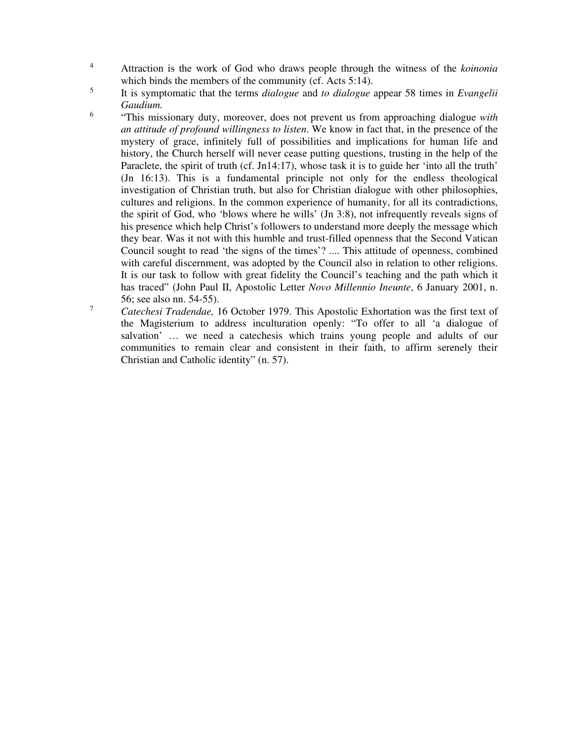[4] Attraction is the work of God who draws people through the witness of the *koinonia* which binds the members of the community (cf. Acts 5:14).

[5] It is symptomatic that the terms *dialogue* and *to dialogue* appear 58 times in *Evangelii Gaudium.*

[6] "This missionary duty, moreover, does not prevent us from approaching dialogue *with an attitude of profound willingness to listen*. We know in fact that, in the presence of the mystery of grace, infinitely full of possibilities and implications for human life and history, the Church herself will never cease putting questions, trusting in the help of the Paraclete, the spirit of truth (cf. Jn14:17), whose task it is to guide her 'into all the truth' (Jn 16:13). This is a fundamental principle not only for the endless theological investigation of Christian truth, but also for Christian dialogue with other philosophies, cultures and religions. In the common experience of humanity, for all its contradictions, the spirit of God, who 'blows where he wills' (Jn 3:8), not infrequently reveals signs of his presence which help Christ's followers to understand more deeply the message which they bear. Was it not with this humble and trust-filled openness that the Second Vatican Council sought to read 'the signs of the times'? .... This attitude of openness, combined with careful discernment, was adopted by the Council also in relation to other religions. It is our task to follow with great fidelity the Council's teaching and the path which it has traced" (John Paul II, Apostolic Letter *Novo Millennio Ineunte*, 6 January 2001, n. 56; see also nn. 54-55).

[7] *Catechesi Tradendae,* 16 October 1979. This Apostolic Exhortation was the first text of the Magisterium to address inculturation openly: "To offer to all 'a dialogue of salvation' … we need a catechesis which trains young people and adults of our communities to remain clear and consistent in their faith, to affirm serenely their Christian and Catholic identity" (n. 57).